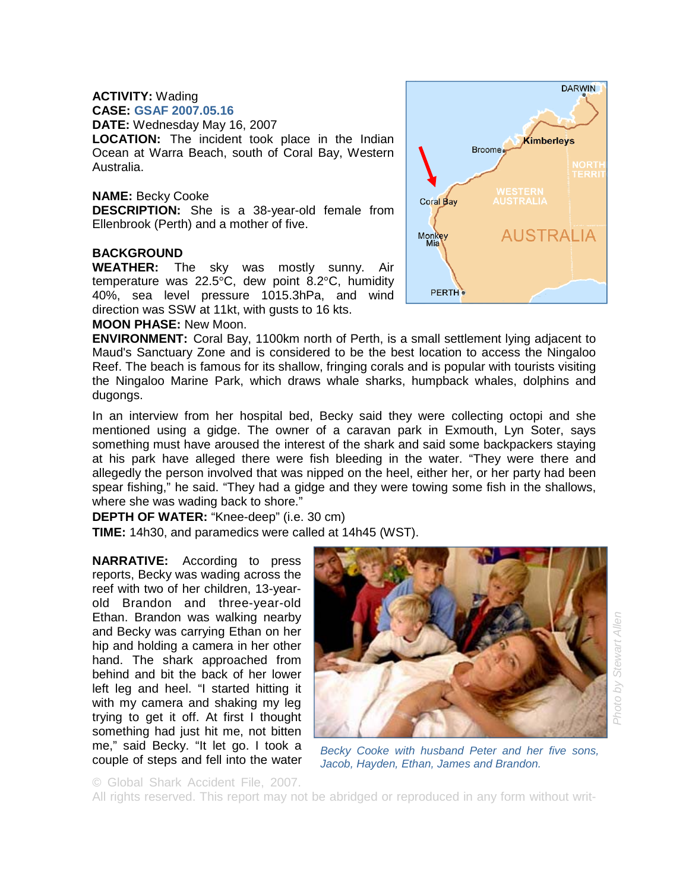**ACTIVITY:** Wading
**CASE:** GSAF 2007.05.16
**DATE:** Wednesday May 16, 2007
**LOCATION:** The incident took place in the Indian Ocean at Warra Beach, south of Coral Bay, Western Australia.

**NAME:** Becky Cooke
**DESCRIPTION:** She is a 38-year-old female from Ellenbrook (Perth) and a mother of five.

**BACKGROUND**
**WEATHER:** The sky was mostly sunny. Air temperature was 22.5°C, dew point 8.2°C, humidity 40%, sea level pressure 1015.3hPa, and wind direction was SSW at 11kt, with gusts to 16 kts.
**MOON PHASE:** New Moon.
**ENVIRONMENT:** Coral Bay, 1100km north of Perth, is a small settlement lying adjacent to Maud's Sanctuary Zone and is considered to be the best location to access the Ningaloo Reef. The beach is famous for its shallow, fringing corals and is popular with tourists visiting the Ningaloo Marine Park, which draws whale sharks, humpback whales, dolphins and dugongs.

In an interview from her hospital bed, Becky said they were collecting octopi and she mentioned using a gidge. The owner of a caravan park in Exmouth, Lyn Soter, says something must have aroused the interest of the shark and said some backpackers staying at his park have alleged there were fish bleeding in the water. "They were there and allegedly the person involved that was nipped on the heel, either her, or her party had been spear fishing," he said. "They had a gidge and they were towing some fish in the shallows, where she was wading back to shore."
**DEPTH OF WATER:** "Knee-deep" (i.e. 30 cm)
**TIME:** 14h30, and paramedics were called at 14h45 (WST).

**NARRATIVE:** According to press reports, Becky was wading across the reef with two of her children, 13-year-old Brandon and three-year-old Ethan. Brandon was walking nearby and Becky was carrying Ethan on her hip and holding a camera in her other hand. The shark approached from behind and bit the back of her lower left leg and heel. "I started hitting it with my camera and shaking my leg trying to get it off. At first I thought something had just hit me, not bitten me," said Becky. "It let go. I took a couple of steps and fell into the water

*Becky Cooke with husband Peter and her five sons, Jacob, Hayden, Ethan, James and Brandon.*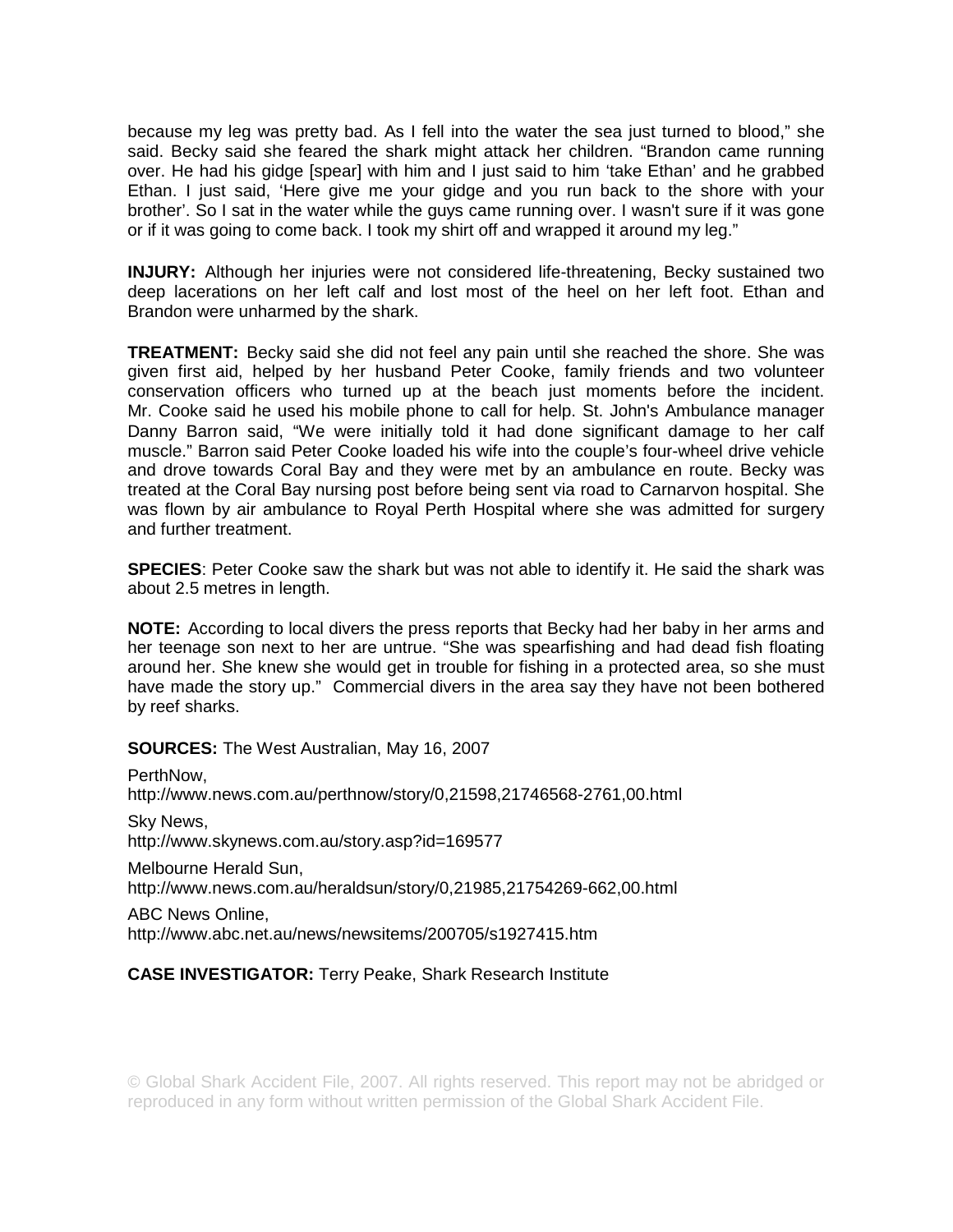because my leg was pretty bad. As I fell into the water the sea just turned to blood," she said. Becky said she feared the shark might attack her children. "Brandon came running over. He had his gidge [spear] with him and I just said to him 'take Ethan' and he grabbed Ethan. I just said, 'Here give me your gidge and you run back to the shore with your brother'. So I sat in the water while the guys came running over. I wasn't sure if it was gone or if it was going to come back. I took my shirt off and wrapped it around my leg."

**INJURY:** Although her injuries were not considered life-threatening, Becky sustained two deep lacerations on her left calf and lost most of the heel on her left foot. Ethan and Brandon were unharmed by the shark.

**TREATMENT:** Becky said she did not feel any pain until she reached the shore. She was given first aid, helped by her husband Peter Cooke, family friends and two volunteer conservation officers who turned up at the beach just moments before the incident. Mr. Cooke said he used his mobile phone to call for help. St. John's Ambulance manager Danny Barron said, "We were initially told it had done significant damage to her calf muscle." Barron said Peter Cooke loaded his wife into the couple's four-wheel drive vehicle and drove towards Coral Bay and they were met by an ambulance en route. Becky was treated at the Coral Bay nursing post before being sent via road to Carnarvon hospital. She was flown by air ambulance to Royal Perth Hospital where she was admitted for surgery and further treatment.

**SPECIES**: Peter Cooke saw the shark but was not able to identify it. He said the shark was about 2.5 metres in length.

**NOTE:** According to local divers the press reports that Becky had her baby in her arms and her teenage son next to her are untrue. "She was spearfishing and had dead fish floating around her. She knew she would get in trouble for fishing in a protected area, so she must have made the story up." Commercial divers in the area say they have not been bothered by reef sharks.

**SOURCES:** The West Australian, May 16, 2007

PerthNow,
http://www.news.com.au/perthnow/story/0,21598,21746568-2761,00.html

Sky News,
http://www.skynews.com.au/story.asp?id=169577

Melbourne Herald Sun,
http://www.news.com.au/heraldsun/story/0,21985,21754269-662,00.html

ABC News Online,
http://www.abc.net.au/news/newsitems/200705/s1927415.htm

**CASE INVESTIGATOR:** Terry Peake, Shark Research Institute

© Global Shark Accident File, 2007. All rights reserved. This report may not be abridged or reproduced in any form without written permission of the Global Shark Accident File.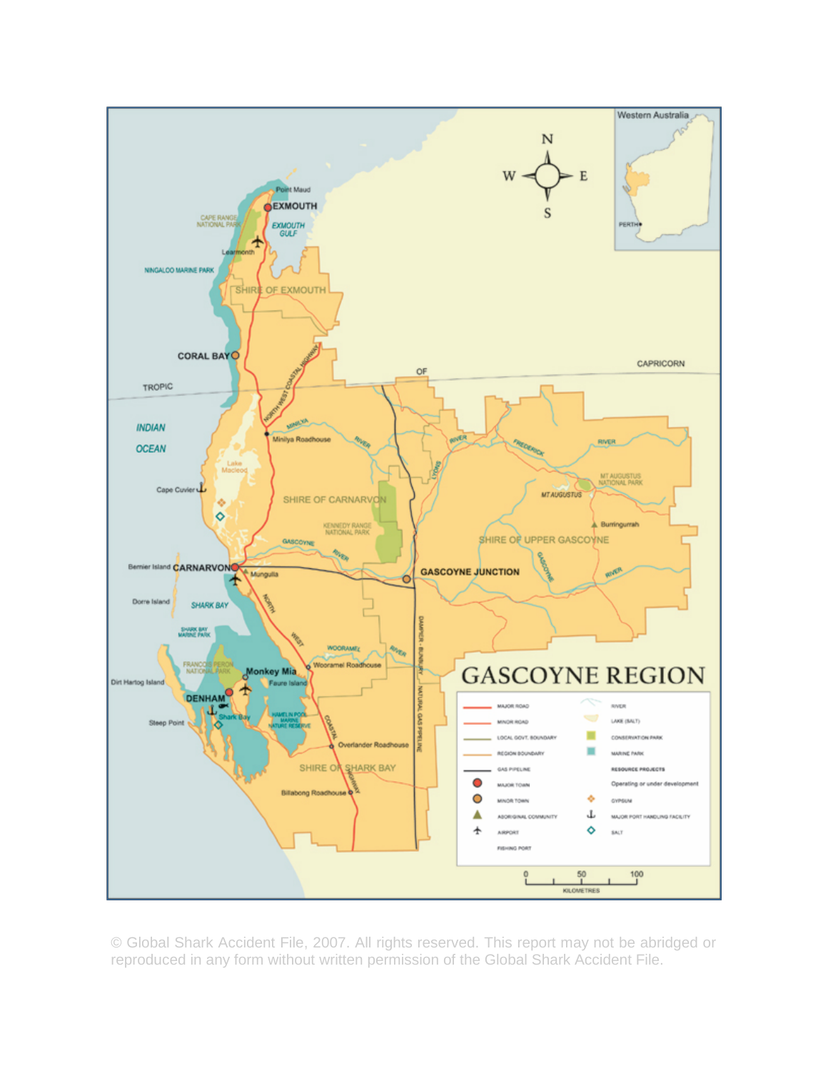# GASCOYNE REGION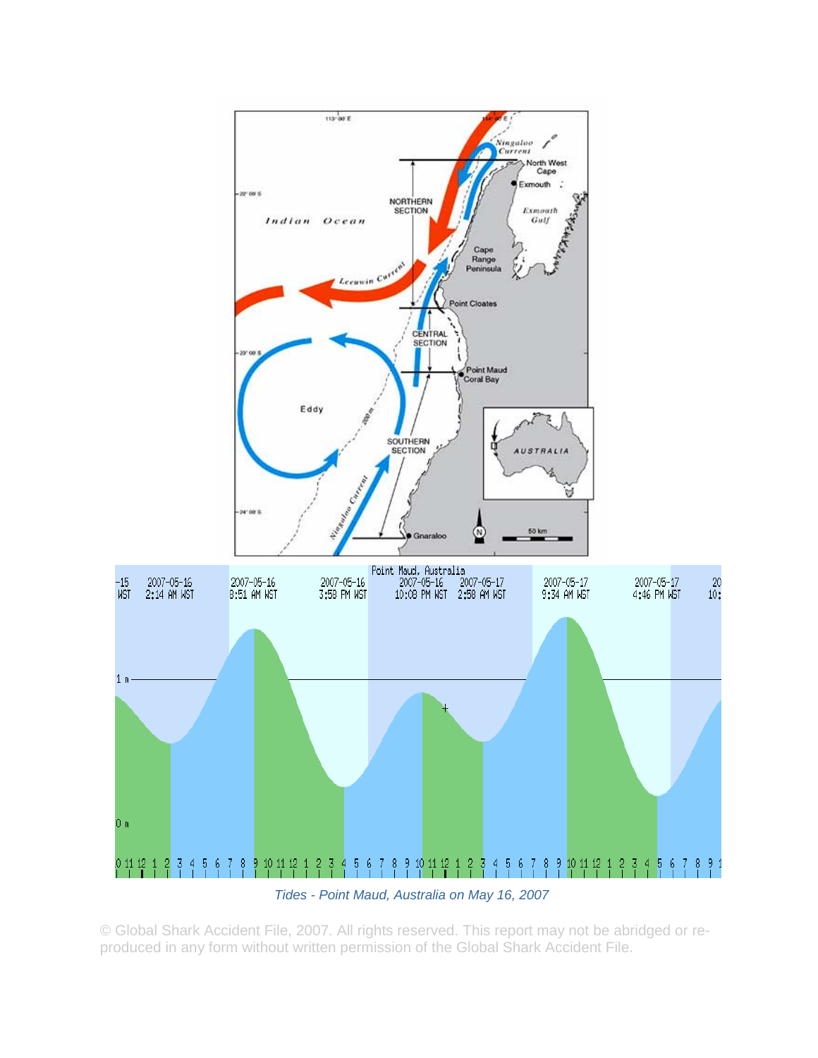113° 00' E

114° 00' E

Ningaloo Current

North West Cape

Exmouth

Exmouth Gulf

22° 00' S

NORTHERN SECTION

Indian Ocean

Cape Range Peninsula

Leeuwin Current

Point Cloates

CENTRAL SECTION

23° 00' S

Point Maud
Coral Bay

Eddy

200 m

SOUTHERN SECTION

AUSTRALIA

24° 00' S

Ningaloo Current

Gnaraloo

N

50 km

Point Maud, Australia

-15 WST

2007-05-16 2:14 AM WST

2007-05-16 8:51 AM WST

2007-05-16 3:58 PM WST

2007-05-16 10:08 PM WST

2007-05-17 2:58 AM WST

2007-05-17 9:34 AM WST

2007-05-17 4:46 PM WST

20 10:

1 m

0 m

0 11 12 1 2 3 4 5 6 7 8 9 10 11 12 1 2 3 4 5 6 7 8 9 10 11 12 1 2 3 4 5 6 7 8 9 10 11 12 1 2 3 4 5 6 7 8 9 1

*Tides - Point Maud, Australia on May 16, 2007*

© Global Shark Accident File, 2007. All rights reserved. This report may not be abridged or re-produced in any form without written permission of the Global Shark Accident File.